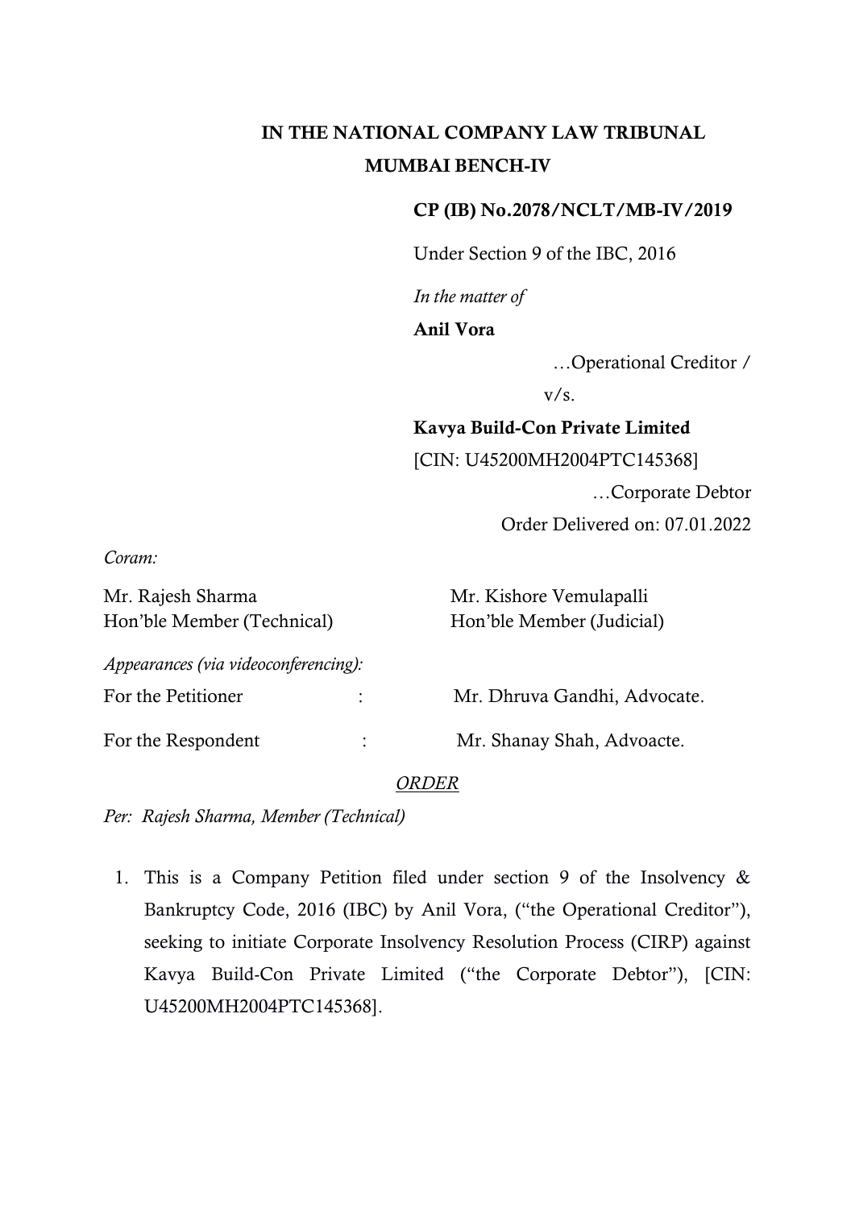# IN THE NATIONAL COMPANY LAW TRIBUNAL
## MUMBAI BENCH-IV

**CP (IB) No.2078/NCLT/MB-IV/2019**

Under Section 9 of the IBC, 2016

*In the matter of*

**Anil Vora**

…Operational Creditor /

v/s.

**Kavya Build-Con Private Limited**

[CIN: U45200MH2004PTC145368]

…Corporate Debtor

Order Delivered on: 07.01.2022

*Coram:*

| | |
|---|---|
| Mr. Rajesh Sharma | Mr. Kishore Vemulapalli |
| Hon'ble Member (Technical) | Hon'ble Member (Judicial) |

*Appearances (via videoconferencing):*

| | | |
|---|---|---|
| For the Petitioner | : | Mr. Dhruva Gandhi, Advocate. |
| For the Respondent | : | Mr. Shanay Shah, Advoacte. |

*ORDER*

*Per: Rajesh Sharma, Member (Technical)*

1. This is a Company Petition filed under section 9 of the Insolvency & Bankruptcy Code, 2016 (IBC) by Anil Vora, ("the Operational Creditor"), seeking to initiate Corporate Insolvency Resolution Process (CIRP) against Kavya Build-Con Private Limited ("the Corporate Debtor"), [CIN: U45200MH2004PTC145368].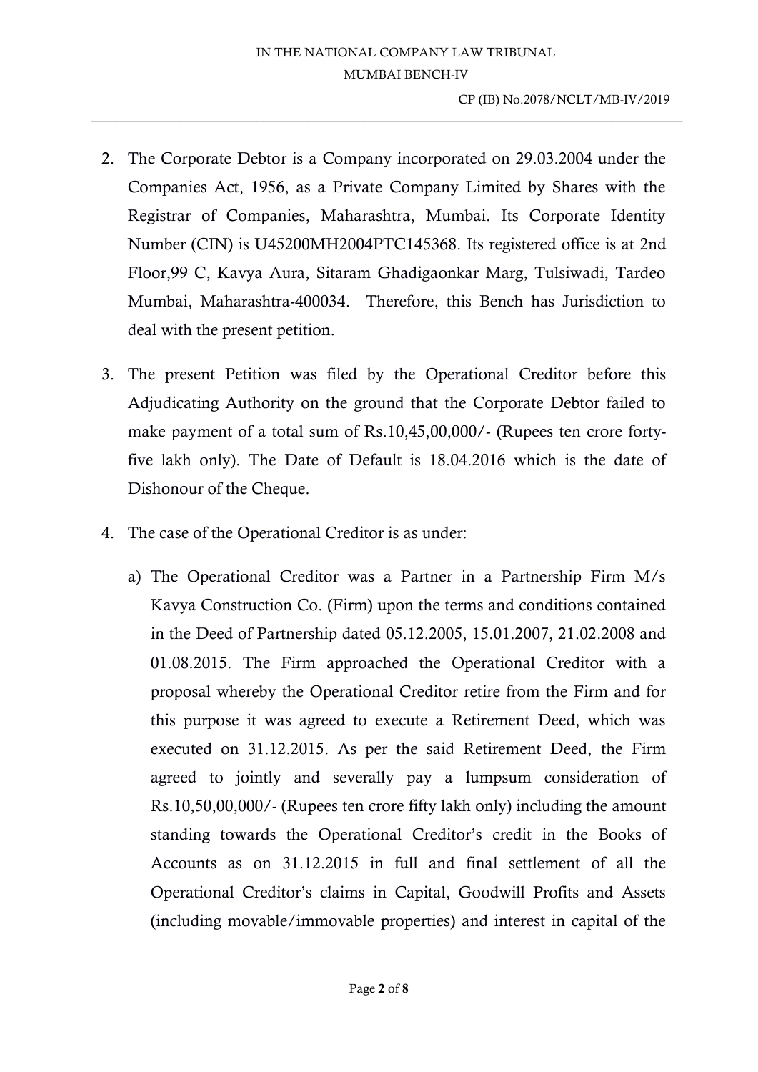2. The Corporate Debtor is a Company incorporated on 29.03.2004 under the Companies Act, 1956, as a Private Company Limited by Shares with the Registrar of Companies, Maharashtra, Mumbai. Its Corporate Identity Number (CIN) is U45200MH2004PTC145368. Its registered office is at 2nd Floor,99 C, Kavya Aura, Sitaram Ghadigaonkar Marg, Tulsiwadi, Tardeo Mumbai, Maharashtra-400034. Therefore, this Bench has Jurisdiction to deal with the present petition.

3. The present Petition was filed by the Operational Creditor before this Adjudicating Authority on the ground that the Corporate Debtor failed to make payment of a total sum of Rs.10,45,00,000/- (Rupees ten crore forty-five lakh only). The Date of Default is 18.04.2016 which is the date of Dishonour of the Cheque.

4. The case of the Operational Creditor is as under:

   a) The Operational Creditor was a Partner in a Partnership Firm M/s Kavya Construction Co. (Firm) upon the terms and conditions contained in the Deed of Partnership dated 05.12.2005, 15.01.2007, 21.02.2008 and 01.08.2015. The Firm approached the Operational Creditor with a proposal whereby the Operational Creditor retire from the Firm and for this purpose it was agreed to execute a Retirement Deed, which was executed on 31.12.2015. As per the said Retirement Deed, the Firm agreed to jointly and severally pay a lumpsum consideration of Rs.10,50,00,000/- (Rupees ten crore fifty lakh only) including the amount standing towards the Operational Creditor's credit in the Books of Accounts as on 31.12.2015 in full and final settlement of all the Operational Creditor's claims in Capital, Goodwill Profits and Assets (including movable/immovable properties) and interest in capital of the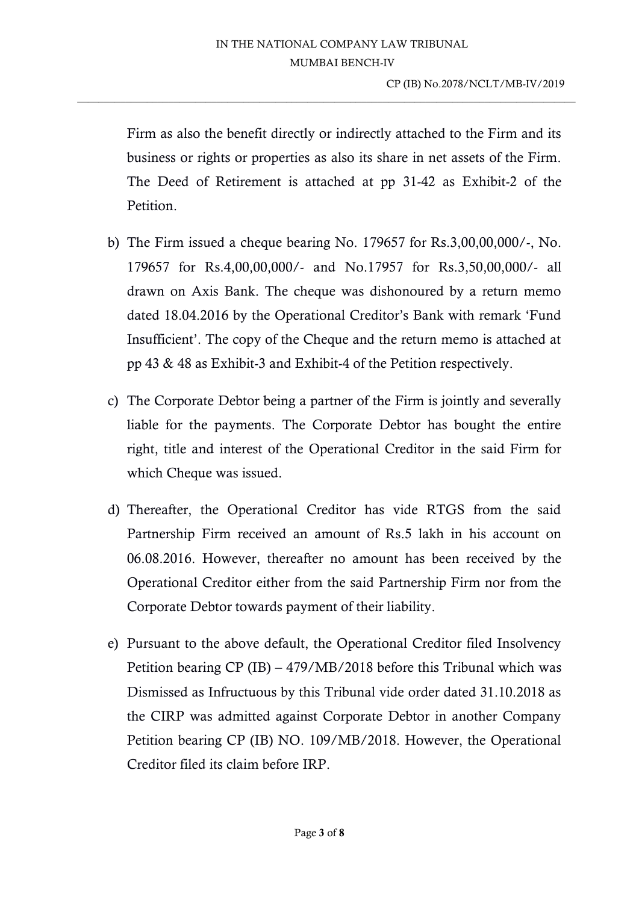Firm as also the benefit directly or indirectly attached to the Firm and its business or rights or properties as also its share in net assets of the Firm. The Deed of Retirement is attached at pp 31-42 as Exhibit-2 of the Petition.

b) The Firm issued a cheque bearing No. 179657 for Rs.3,00,00,000/-, No. 179657 for Rs.4,00,00,000/- and No.17957 for Rs.3,50,00,000/- all drawn on Axis Bank. The cheque was dishonoured by a return memo dated 18.04.2016 by the Operational Creditor's Bank with remark 'Fund Insufficient'. The copy of the Cheque and the return memo is attached at pp 43 & 48 as Exhibit-3 and Exhibit-4 of the Petition respectively.

c) The Corporate Debtor being a partner of the Firm is jointly and severally liable for the payments. The Corporate Debtor has bought the entire right, title and interest of the Operational Creditor in the said Firm for which Cheque was issued.

d) Thereafter, the Operational Creditor has vide RTGS from the said Partnership Firm received an amount of Rs.5 lakh in his account on 06.08.2016. However, thereafter no amount has been received by the Operational Creditor either from the said Partnership Firm nor from the Corporate Debtor towards payment of their liability.

e) Pursuant to the above default, the Operational Creditor filed Insolvency Petition bearing CP (IB) – 479/MB/2018 before this Tribunal which was Dismissed as Infructuous by this Tribunal vide order dated 31.10.2018 as the CIRP was admitted against Corporate Debtor in another Company Petition bearing CP (IB) NO. 109/MB/2018. However, the Operational Creditor filed its claim before IRP.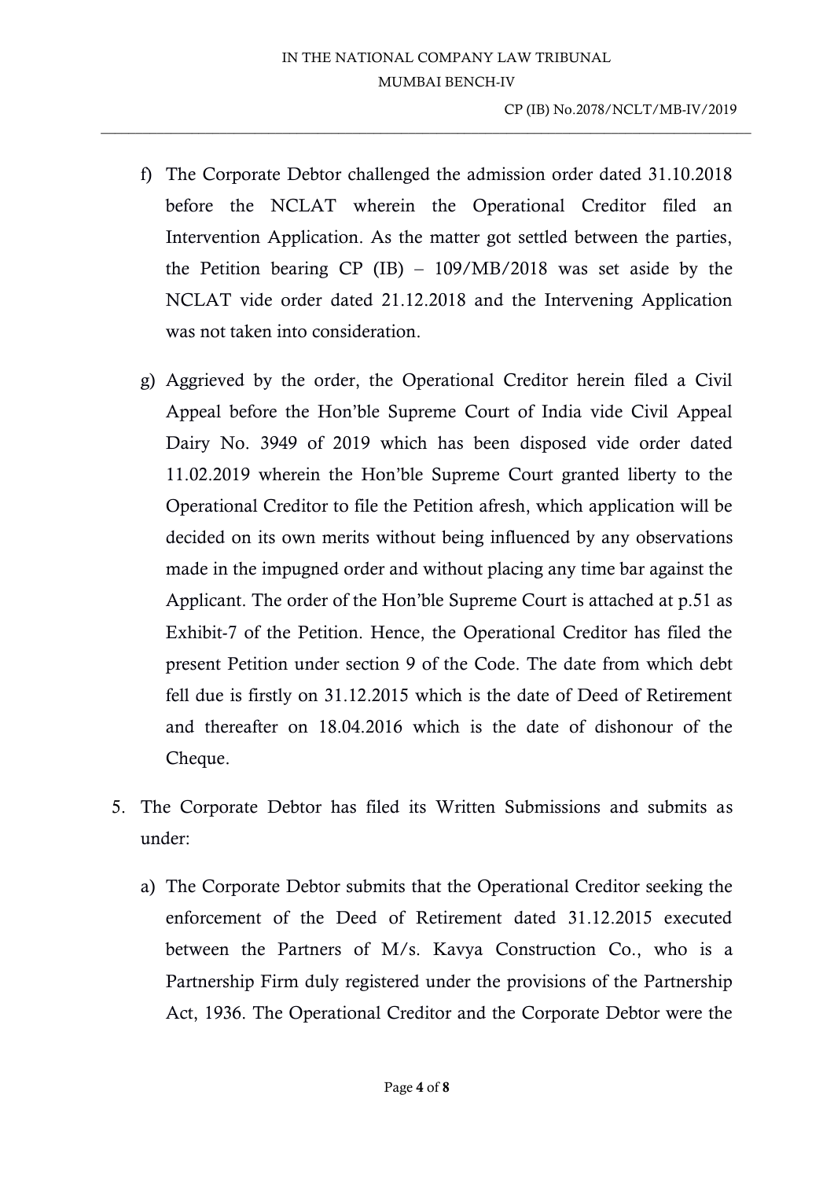f) The Corporate Debtor challenged the admission order dated 31.10.2018 before the NCLAT wherein the Operational Creditor filed an Intervention Application. As the matter got settled between the parties, the Petition bearing CP (IB) – 109/MB/2018 was set aside by the NCLAT vide order dated 21.12.2018 and the Intervening Application was not taken into consideration.

g) Aggrieved by the order, the Operational Creditor herein filed a Civil Appeal before the Hon'ble Supreme Court of India vide Civil Appeal Dairy No. 3949 of 2019 which has been disposed vide order dated 11.02.2019 wherein the Hon'ble Supreme Court granted liberty to the Operational Creditor to file the Petition afresh, which application will be decided on its own merits without being influenced by any observations made in the impugned order and without placing any time bar against the Applicant. The order of the Hon'ble Supreme Court is attached at p.51 as Exhibit-7 of the Petition. Hence, the Operational Creditor has filed the present Petition under section 9 of the Code. The date from which debt fell due is firstly on 31.12.2015 which is the date of Deed of Retirement and thereafter on 18.04.2016 which is the date of dishonour of the Cheque.

5. The Corporate Debtor has filed its Written Submissions and submits as under:

   a) The Corporate Debtor submits that the Operational Creditor seeking the enforcement of the Deed of Retirement dated 31.12.2015 executed between the Partners of M/s. Kavya Construction Co., who is a Partnership Firm duly registered under the provisions of the Partnership Act, 1936. The Operational Creditor and the Corporate Debtor were the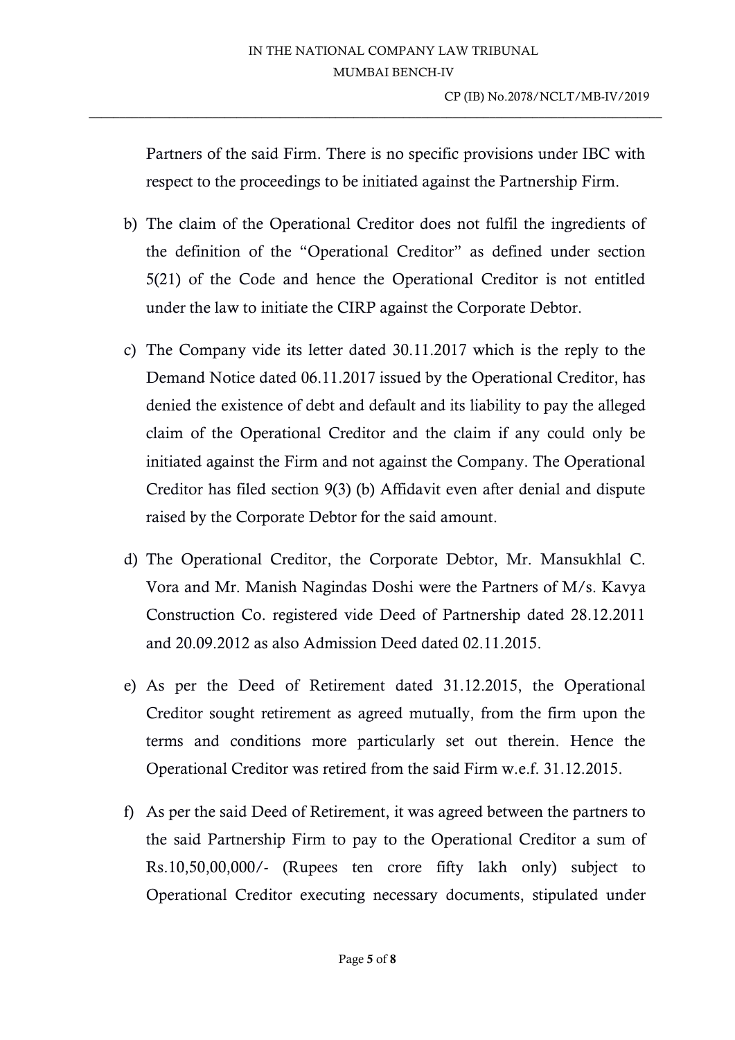Partners of the said Firm. There is no specific provisions under IBC with respect to the proceedings to be initiated against the Partnership Firm.

b) The claim of the Operational Creditor does not fulfil the ingredients of the definition of the "Operational Creditor" as defined under section 5(21) of the Code and hence the Operational Creditor is not entitled under the law to initiate the CIRP against the Corporate Debtor.

c) The Company vide its letter dated 30.11.2017 which is the reply to the Demand Notice dated 06.11.2017 issued by the Operational Creditor, has denied the existence of debt and default and its liability to pay the alleged claim of the Operational Creditor and the claim if any could only be initiated against the Firm and not against the Company. The Operational Creditor has filed section 9(3) (b) Affidavit even after denial and dispute raised by the Corporate Debtor for the said amount.

d) The Operational Creditor, the Corporate Debtor, Mr. Mansukhlal C. Vora and Mr. Manish Nagindas Doshi were the Partners of M/s. Kavya Construction Co. registered vide Deed of Partnership dated 28.12.2011 and 20.09.2012 as also Admission Deed dated 02.11.2015.

e) As per the Deed of Retirement dated 31.12.2015, the Operational Creditor sought retirement as agreed mutually, from the firm upon the terms and conditions more particularly set out therein. Hence the Operational Creditor was retired from the said Firm w.e.f. 31.12.2015.

f) As per the said Deed of Retirement, it was agreed between the partners to the said Partnership Firm to pay to the Operational Creditor a sum of Rs.10,50,00,000/- (Rupees ten crore fifty lakh only) subject to Operational Creditor executing necessary documents, stipulated under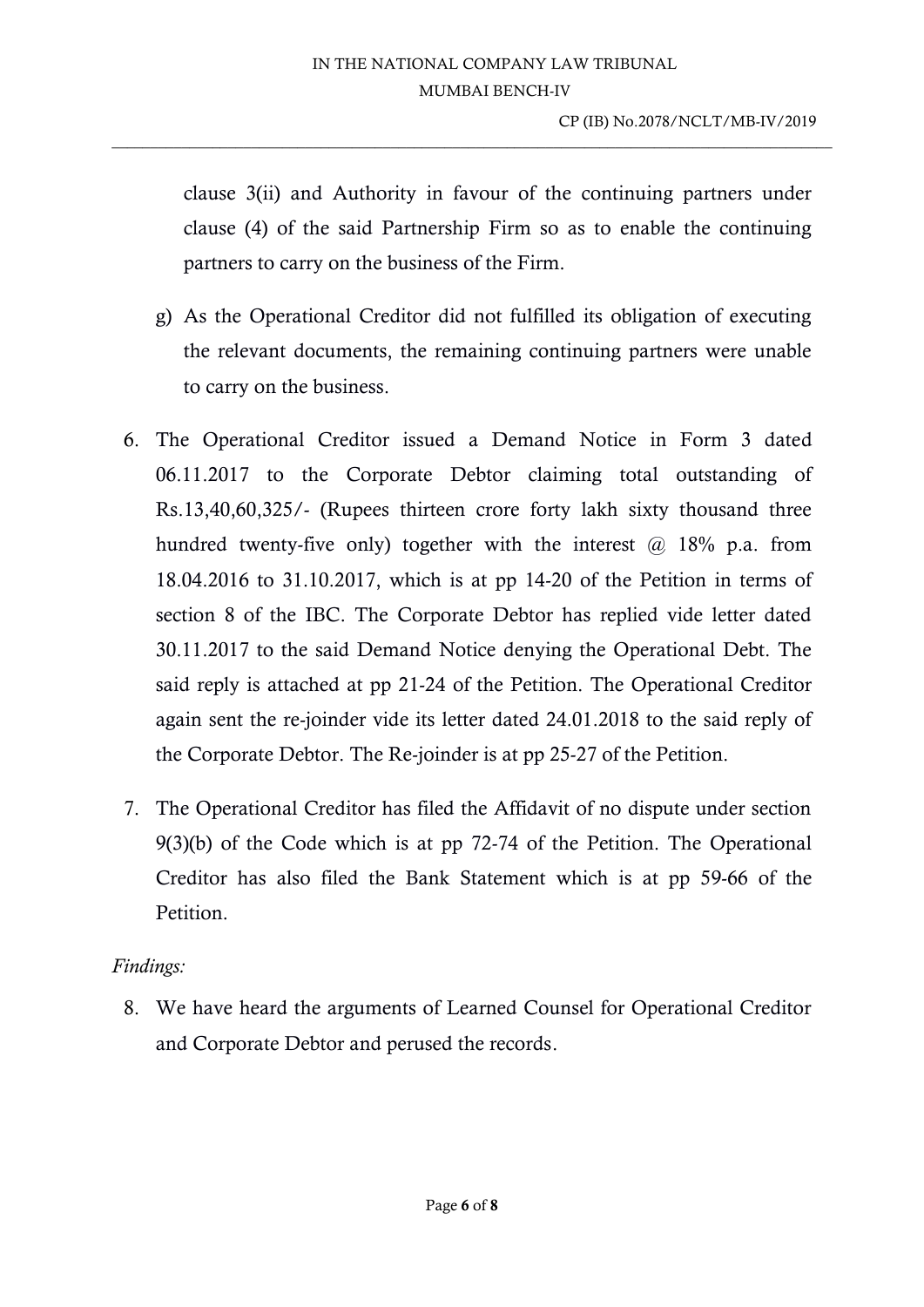clause 3(ii) and Authority in favour of the continuing partners under clause (4) of the said Partnership Firm so as to enable the continuing partners to carry on the business of the Firm.

g) As the Operational Creditor did not fulfilled its obligation of executing the relevant documents, the remaining continuing partners were unable to carry on the business.

6. The Operational Creditor issued a Demand Notice in Form 3 dated 06.11.2017 to the Corporate Debtor claiming total outstanding of Rs.13,40,60,325/- (Rupees thirteen crore forty lakh sixty thousand three hundred twenty-five only) together with the interest @ 18% p.a. from 18.04.2016 to 31.10.2017, which is at pp 14-20 of the Petition in terms of section 8 of the IBC. The Corporate Debtor has replied vide letter dated 30.11.2017 to the said Demand Notice denying the Operational Debt. The said reply is attached at pp 21-24 of the Petition. The Operational Creditor again sent the re-joinder vide its letter dated 24.01.2018 to the said reply of the Corporate Debtor. The Re-joinder is at pp 25-27 of the Petition.

7. The Operational Creditor has filed the Affidavit of no dispute under section 9(3)(b) of the Code which is at pp 72-74 of the Petition. The Operational Creditor has also filed the Bank Statement which is at pp 59-66 of the Petition.

*Findings:*

8. We have heard the arguments of Learned Counsel for Operational Creditor and Corporate Debtor and perused the records.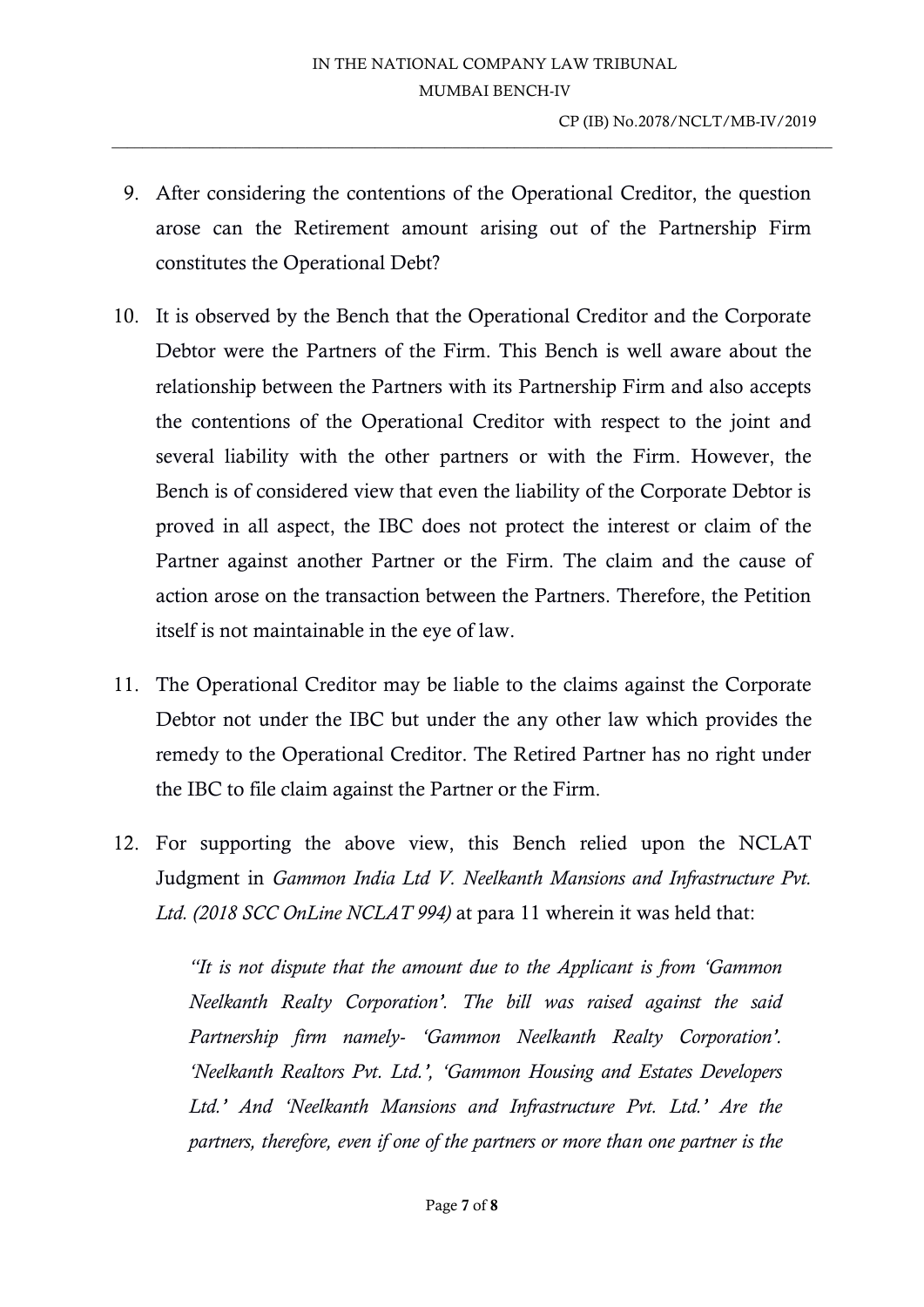9. After considering the contentions of the Operational Creditor, the question arose can the Retirement amount arising out of the Partnership Firm constitutes the Operational Debt?

10. It is observed by the Bench that the Operational Creditor and the Corporate Debtor were the Partners of the Firm. This Bench is well aware about the relationship between the Partners with its Partnership Firm and also accepts the contentions of the Operational Creditor with respect to the joint and several liability with the other partners or with the Firm. However, the Bench is of considered view that even the liability of the Corporate Debtor is proved in all aspect, the IBC does not protect the interest or claim of the Partner against another Partner or the Firm. The claim and the cause of action arose on the transaction between the Partners. Therefore, the Petition itself is not maintainable in the eye of law.

11. The Operational Creditor may be liable to the claims against the Corporate Debtor not under the IBC but under the any other law which provides the remedy to the Operational Creditor. The Retired Partner has no right under the IBC to file claim against the Partner or the Firm.

12. For supporting the above view, this Bench relied upon the NCLAT Judgment in *Gammon India Ltd V. Neelkanth Mansions and Infrastructure Pvt. Ltd. (2018 SCC OnLine NCLAT 994)* at para 11 wherein it was held that:

    *"It is not dispute that the amount due to the Applicant is from 'Gammon Neelkanth Realty Corporation'. The bill was raised against the said Partnership firm namely- 'Gammon Neelkanth Realty Corporation'. 'Neelkanth Realtors Pvt. Ltd.', 'Gammon Housing and Estates Developers Ltd.' And 'Neelkanth Mansions and Infrastructure Pvt. Ltd.' Are the partners, therefore, even if one of the partners or more than one partner is the*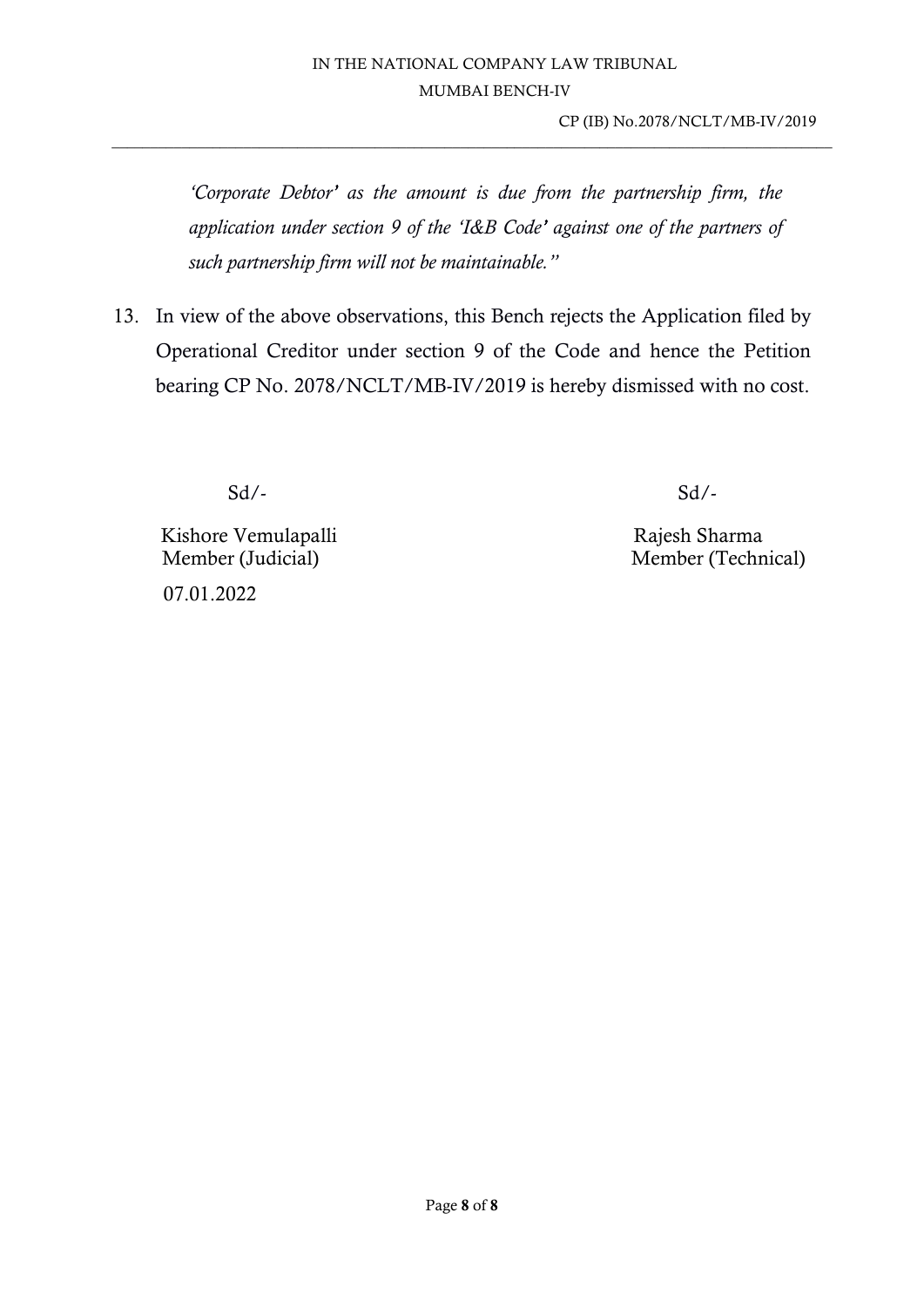*'Corporate Debtor' as the amount is due from the partnership firm, the application under section 9 of the 'I&B Code' against one of the partners of such partnership firm will not be maintainable."*

13. In view of the above observations, this Bench rejects the Application filed by Operational Creditor under section 9 of the Code and hence the Petition bearing CP No. 2078/NCLT/MB-IV/2019 is hereby dismissed with no cost.

| | |
|---|---|
| Sd/- | Sd/- |
| Kishore Vemulapalli<br>Member (Judicial) | Rajesh Sharma<br>Member (Technical) |

07.01.2022